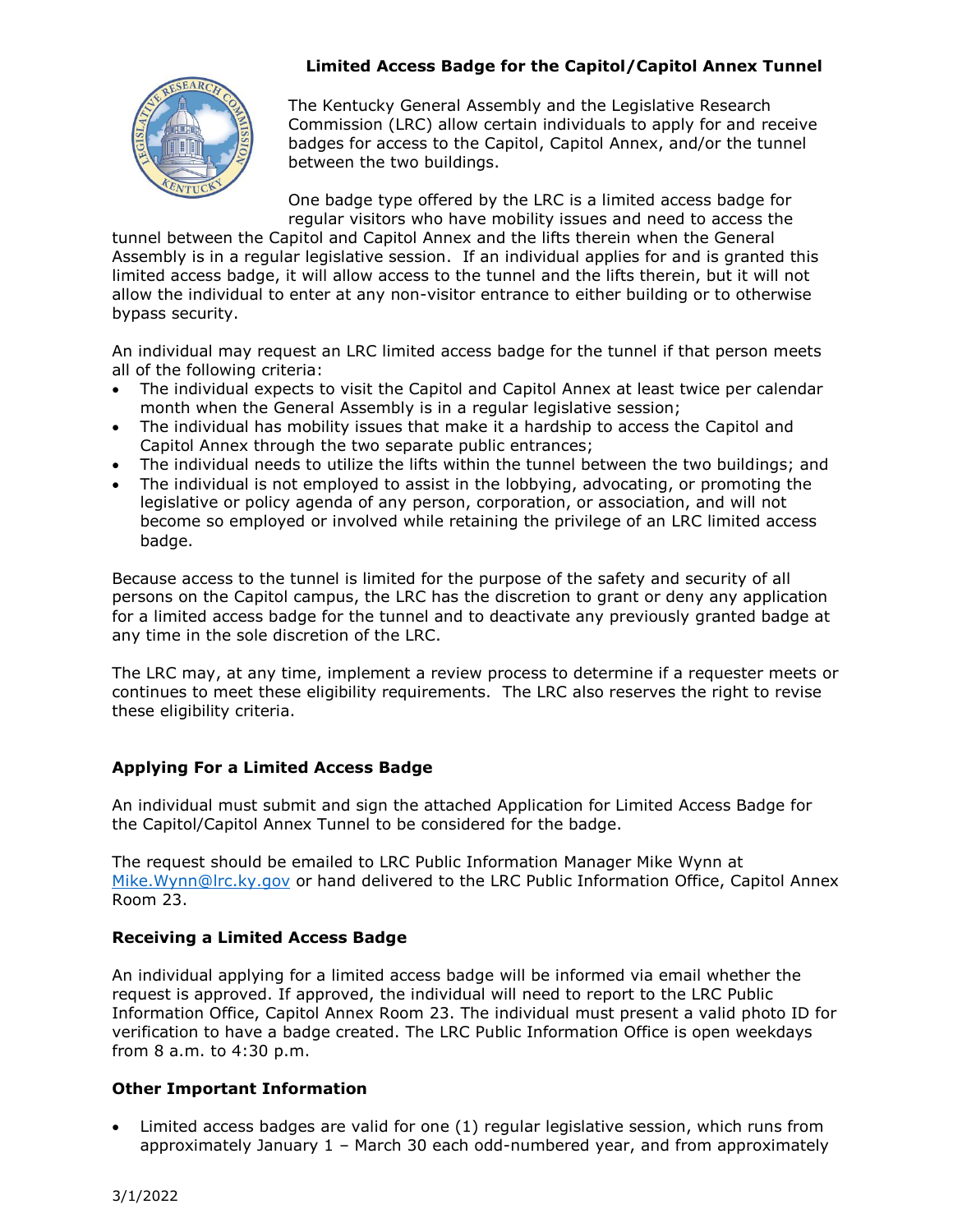# Limited Access Badge for the Capitol/Capitol Annex Tunnel

The Kentucky General Assembly and the Legislative Research Commission (LRC) allow certain individuals to apply for and receive badges for access to the Capitol, Capitol Annex, and/or the tunnel between the two buildings.

One badge type offered by the LRC is a limited access badge for regular visitors who have mobility issues and need to access the tunnel between the Capitol and Capitol Annex and the lifts therein when the General Assembly is in a regular legislative session. If an individual applies for and is granted this limited access badge, it will allow access to the tunnel and the lifts therein, but it will not allow the individual to enter at any non-visitor entrance to either building or to otherwise bypass security.

An individual may request an LRC limited access badge for the tunnel if that person meets all of the following criteria:

- The individual expects to visit the Capitol and Capitol Annex at least twice per calendar month when the General Assembly is in a regular legislative session;
- The individual has mobility issues that make it a hardship to access the Capitol and Capitol Annex through the two separate public entrances;
- The individual needs to utilize the lifts within the tunnel between the two buildings; and
- The individual is not employed to assist in the lobbying, advocating, or promoting the legislative or policy agenda of any person, corporation, or association, and will not become so employed or involved while retaining the privilege of an LRC limited access badge.

Because access to the tunnel is limited for the purpose of the safety and security of all persons on the Capitol campus, the LRC has the discretion to grant or deny any application for a limited access badge for the tunnel and to deactivate any previously granted badge at any time in the sole discretion of the LRC.

The LRC may, at any time, implement a review process to determine if a requester meets or continues to meet these eligibility requirements. The LRC also reserves the right to revise these eligibility criteria.

## Applying For a Limited Access Badge

An individual must submit and sign the attached Application for Limited Access Badge for the Capitol/Capitol Annex Tunnel to be considered for the badge.

The request should be emailed to LRC Public Information Manager Mike Wynn at Mike.Wynn@lrc.ky.gov or hand delivered to the LRC Public Information Office, Capitol Annex Room 23.

## Receiving a Limited Access Badge

An individual applying for a limited access badge will be informed via email whether the request is approved. If approved, the individual will need to report to the LRC Public Information Office, Capitol Annex Room 23. The individual must present a valid photo ID for verification to have a badge created. The LRC Public Information Office is open weekdays from 8 a.m. to 4:30 p.m.

## Other Important Information

- Limited access badges are valid for one (1) regular legislative session, which runs from approximately January 1 – March 30 each odd-numbered year, and from approximately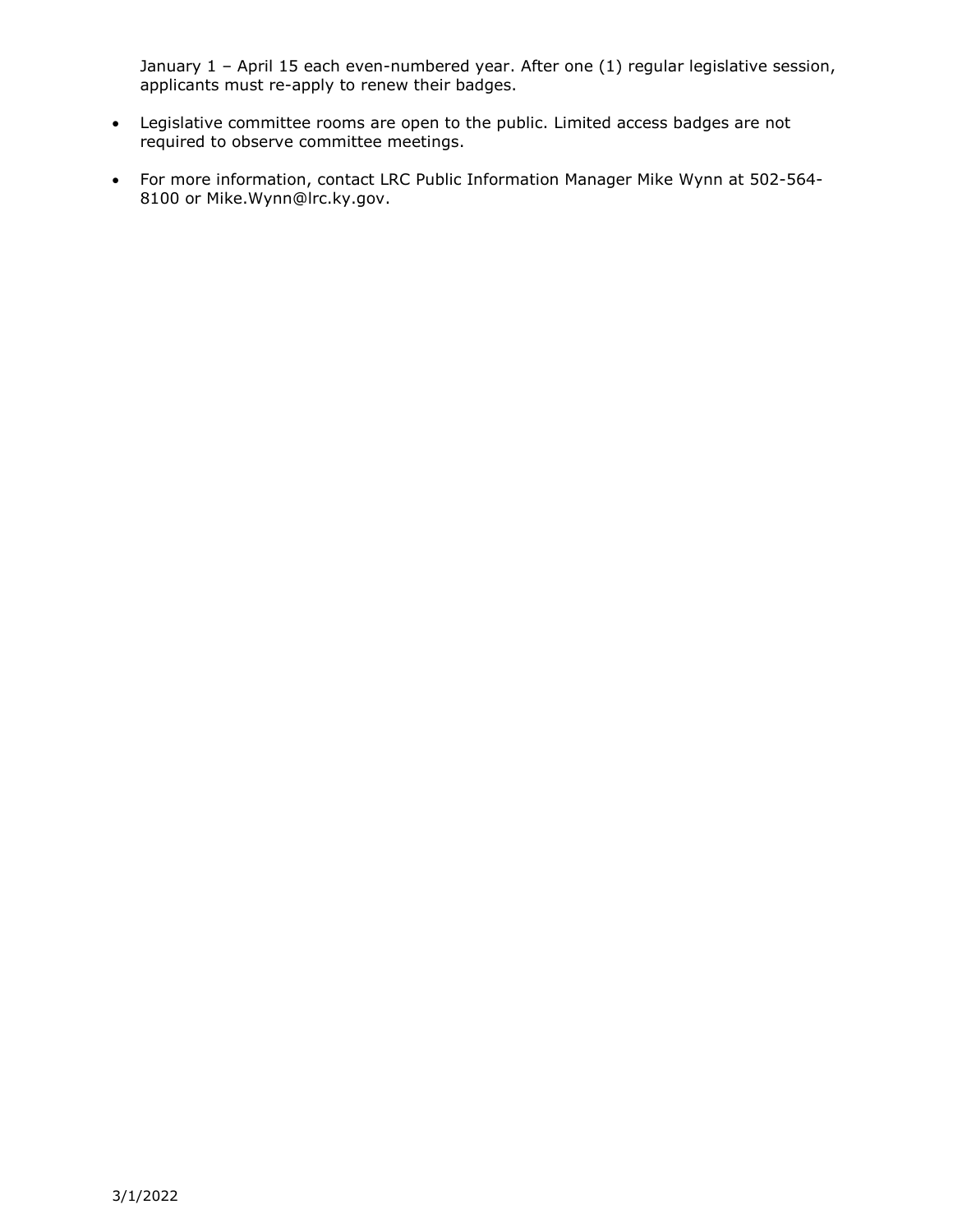January 1 – April 15 each even-numbered year. After one (1) regular legislative session, applicants must re-apply to renew their badges.

- Legislative committee rooms are open to the public. Limited access badges are not required to observe committee meetings.
- For more information, contact LRC Public Information Manager Mike Wynn at 502-564-8100 or Mike.Wynn@lrc.ky.gov.

3/1/2022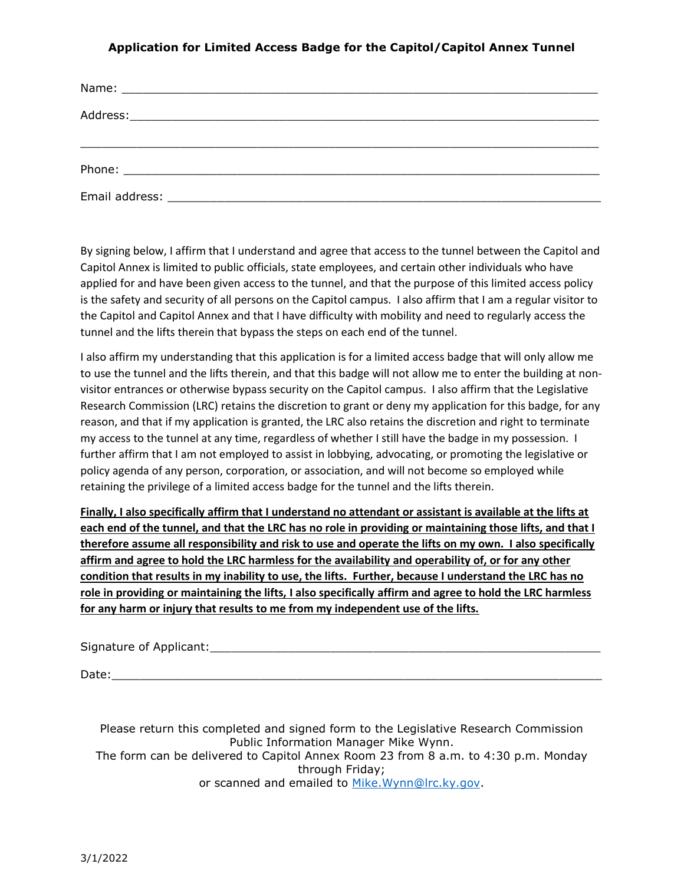**Application for Limited Access Badge for the Capitol/Capitol Annex Tunnel**

Name: ____________________________________________________________________

Address:__________________________________________________________________

__________________________________________________________________________

Phone: ___________________________________________________________________

Email address: ____________________________________________________________

By signing below, I affirm that I understand and agree that access to the tunnel between the Capitol and Capitol Annex is limited to public officials, state employees, and certain other individuals who have applied for and have been given access to the tunnel, and that the purpose of this limited access policy is the safety and security of all persons on the Capitol campus. I also affirm that I am a regular visitor to the Capitol and Capitol Annex and that I have difficulty with mobility and need to regularly access the tunnel and the lifts therein that bypass the steps on each end of the tunnel.

I also affirm my understanding that this application is for a limited access badge that will only allow me to use the tunnel and the lifts therein, and that this badge will not allow me to enter the building at non-visitor entrances or otherwise bypass security on the Capitol campus. I also affirm that the Legislative Research Commission (LRC) retains the discretion to grant or deny my application for this badge, for any reason, and that if my application is granted, the LRC also retains the discretion and right to terminate my access to the tunnel at any time, regardless of whether I still have the badge in my possession. I further affirm that I am not employed to assist in lobbying, advocating, or promoting the legislative or policy agenda of any person, corporation, or association, and will not become so employed while retaining the privilege of a limited access badge for the tunnel and the lifts therein.

**Finally, I also specifically affirm that I understand no attendant or assistant is available at the lifts at each end of the tunnel, and that the LRC has no role in providing or maintaining those lifts, and that I therefore assume all responsibility and risk to use and operate the lifts on my own. I also specifically affirm and agree to hold the LRC harmless for the availability and operability of, or for any other condition that results in my inability to use, the lifts. Further, because I understand the LRC has no role in providing or maintaining the lifts, I also specifically affirm and agree to hold the LRC harmless for any harm or injury that results to me from my independent use of the lifts.**

Signature of Applicant:_____________________________________________________

Date:_____________________________________________________________________

Please return this completed and signed form to the Legislative Research Commission Public Information Manager Mike Wynn.
The form can be delivered to Capitol Annex Room 23 from 8 a.m. to 4:30 p.m. Monday through Friday;
or scanned and emailed to Mike.Wynn@lrc.ky.gov.

3/1/2022